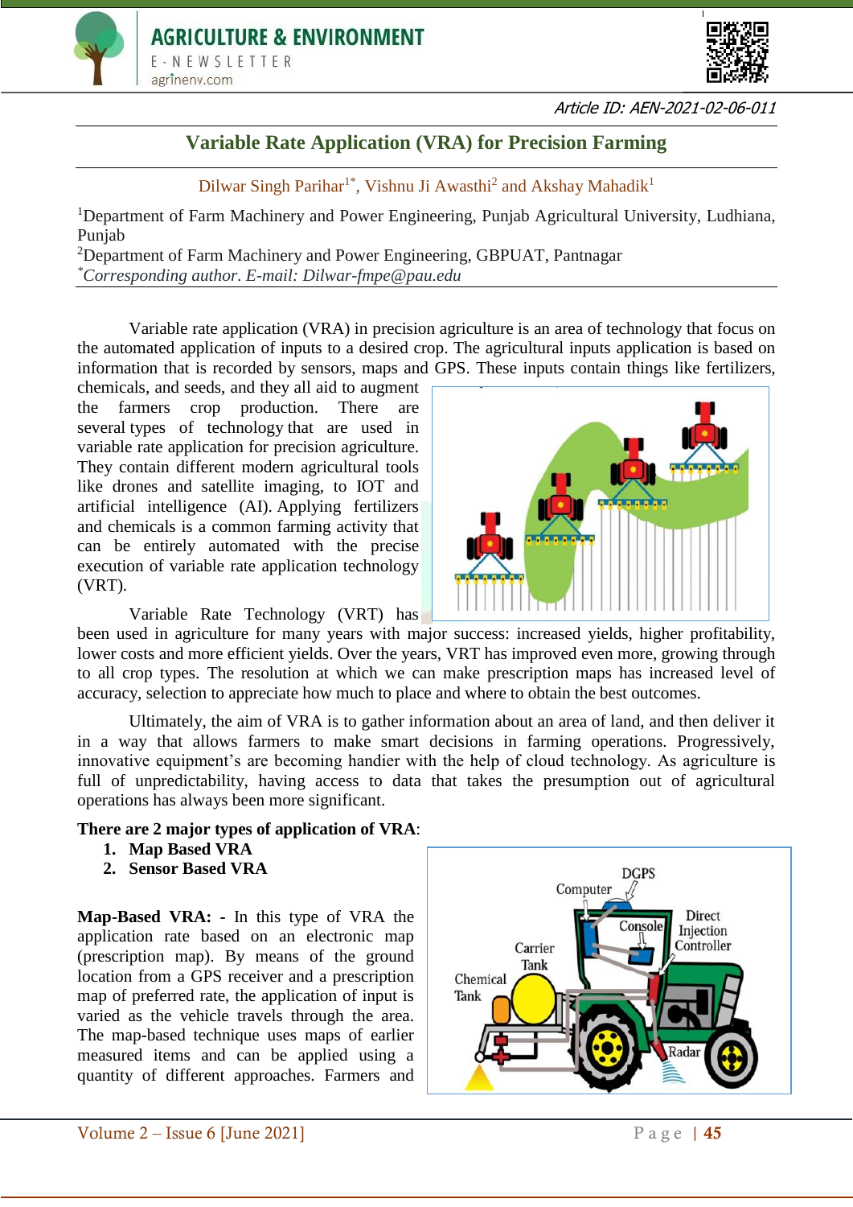Article ID: AEN-2021-02-06-011

# Variable Rate Application (VRA) for Precision Farming

Dilwar Singh Parihar[1*], Vishnu Ji Awasthi[2] and Akshay Mahadik[1]

[1]Department of Farm Machinery and Power Engineering, Punjab Agricultural University, Ludhiana, Punjab
[2]Department of Farm Machinery and Power Engineering, GBPUAT, Pantnagar
[*]*Corresponding author. E-mail: Dilwar-fmpe@pau.edu*

Variable rate application (VRA) in precision agriculture is an area of technology that focus on the automated application of inputs to a desired crop. The agricultural inputs application is based on information that is recorded by sensors, maps and GPS. These inputs contain things like fertilizers, chemicals, and seeds, and they all aid to augment the farmers crop production. There are several types of technology that are used in variable rate application for precision agriculture. They contain different modern agricultural tools like drones and satellite imaging, to IOT and artificial intelligence (AI). Applying fertilizers and chemicals is a common farming activity that can be entirely automated with the precise execution of variable rate application technology (VRT).

Variable Rate Technology (VRT) has been used in agriculture for many years with major success: increased yields, higher profitability, lower costs and more efficient yields. Over the years, VRT has improved even more, growing through to all crop types. The resolution at which we can make prescription maps has increased level of accuracy, selection to appreciate how much to place and where to obtain the best outcomes.

Ultimately, the aim of VRA is to gather information about an area of land, and then deliver it in a way that allows farmers to make smart decisions in farming operations. Progressively, innovative equipment's are becoming handier with the help of cloud technology. As agriculture is full of unpredictability, having access to data that takes the presumption out of agricultural operations has always been more significant.

**There are 2 major types of application of VRA**:

1. **Map Based VRA**
2. **Sensor Based VRA**

**Map-Based VRA: -** In this type of VRA the application rate based on an electronic map (prescription map). By means of the ground location from a GPS receiver and a prescription map of preferred rate, the application of input is varied as the vehicle travels through the area. The map-based technique uses maps of earlier measured items and can be applied using a quantity of different approaches. Farmers and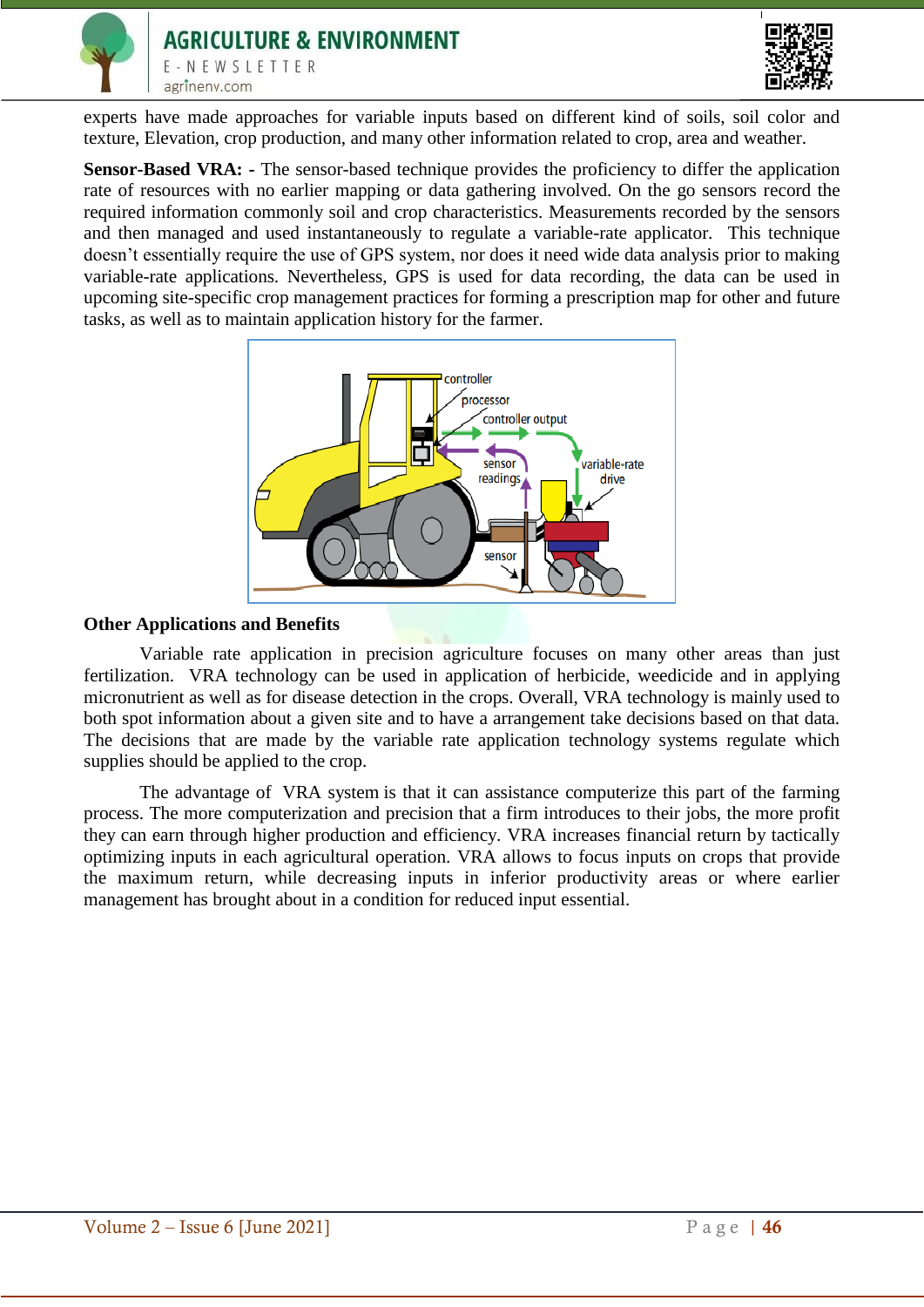experts have made approaches for variable inputs based on different kind of soils, soil color and texture, Elevation, crop production, and many other information related to crop, area and weather.

**Sensor-Based VRA: -** The sensor-based technique provides the proficiency to differ the application rate of resources with no earlier mapping or data gathering involved. On the go sensors record the required information commonly soil and crop characteristics. Measurements recorded by the sensors and then managed and used instantaneously to regulate a variable-rate applicator. This technique doesn't essentially require the use of GPS system, nor does it need wide data analysis prior to making variable-rate applications. Nevertheless, GPS is used for data recording, the data can be used in upcoming site-specific crop management practices for forming a prescription map for other and future tasks, as well as to maintain application history for the farmer.

## Other Applications and Benefits

Variable rate application in precision agriculture focuses on many other areas than just fertilization. VRA technology can be used in application of herbicide, weedicide and in applying micronutrient as well as for disease detection in the crops. Overall, VRA technology is mainly used to both spot information about a given site and to have a arrangement take decisions based on that data. The decisions that are made by the variable rate application technology systems regulate which supplies should be applied to the crop.

The advantage of VRA system is that it can assistance computerize this part of the farming process. The more computerization and precision that a firm introduces to their jobs, the more profit they can earn through higher production and efficiency. VRA increases financial return by tactically optimizing inputs in each agricultural operation. VRA allows to focus inputs on crops that provide the maximum return, while decreasing inputs in inferior productivity areas or where earlier management has brought about in a condition for reduced input essential.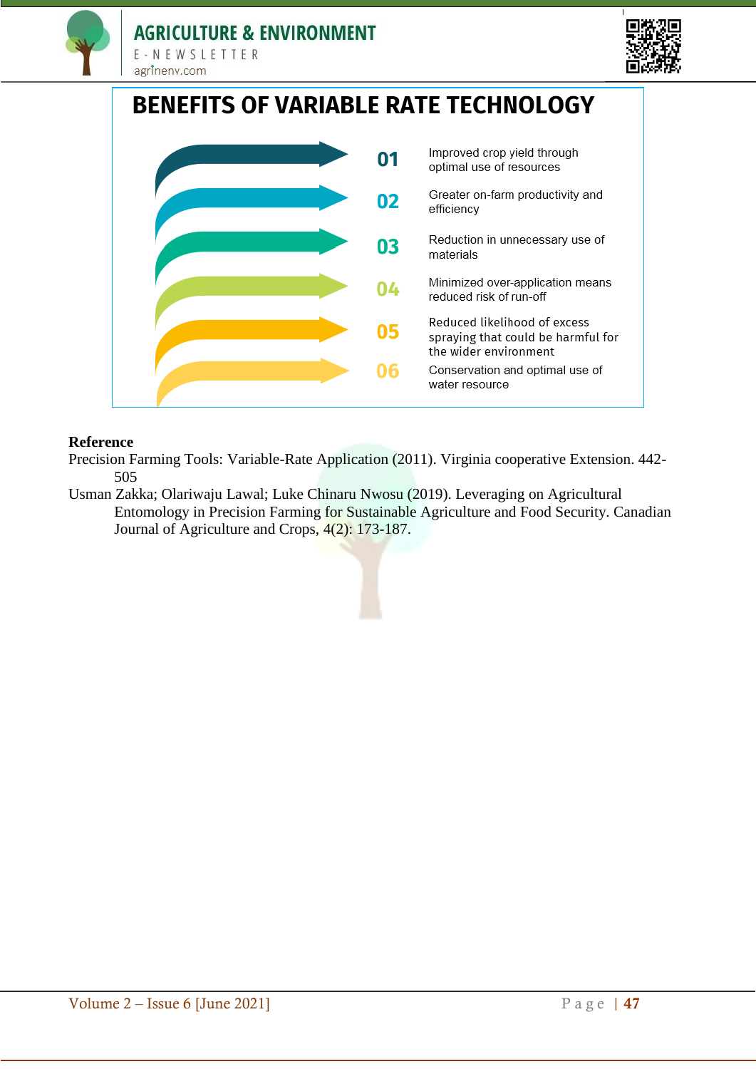## BENEFITS OF VARIABLE RATE TECHNOLOGY

01 Improved crop yield through optimal use of resources

02 Greater on-farm productivity and efficiency

03 Reduction in unnecessary use of materials

04 Minimized over-application means reduced risk of run-off

05 Reduced likelihood of excess spraying that could be harmful for the wider environment

06 Conservation and optimal use of water resource

**Reference**

Precision Farming Tools: Variable-Rate Application (2011). Virginia cooperative Extension. 442-505

Usman Zakka; Olariwaju Lawal; Luke Chinaru Nwosu (2019). Leveraging on Agricultural Entomology in Precision Farming for Sustainable Agriculture and Food Security. Canadian Journal of Agriculture and Crops, 4(2): 173-187.